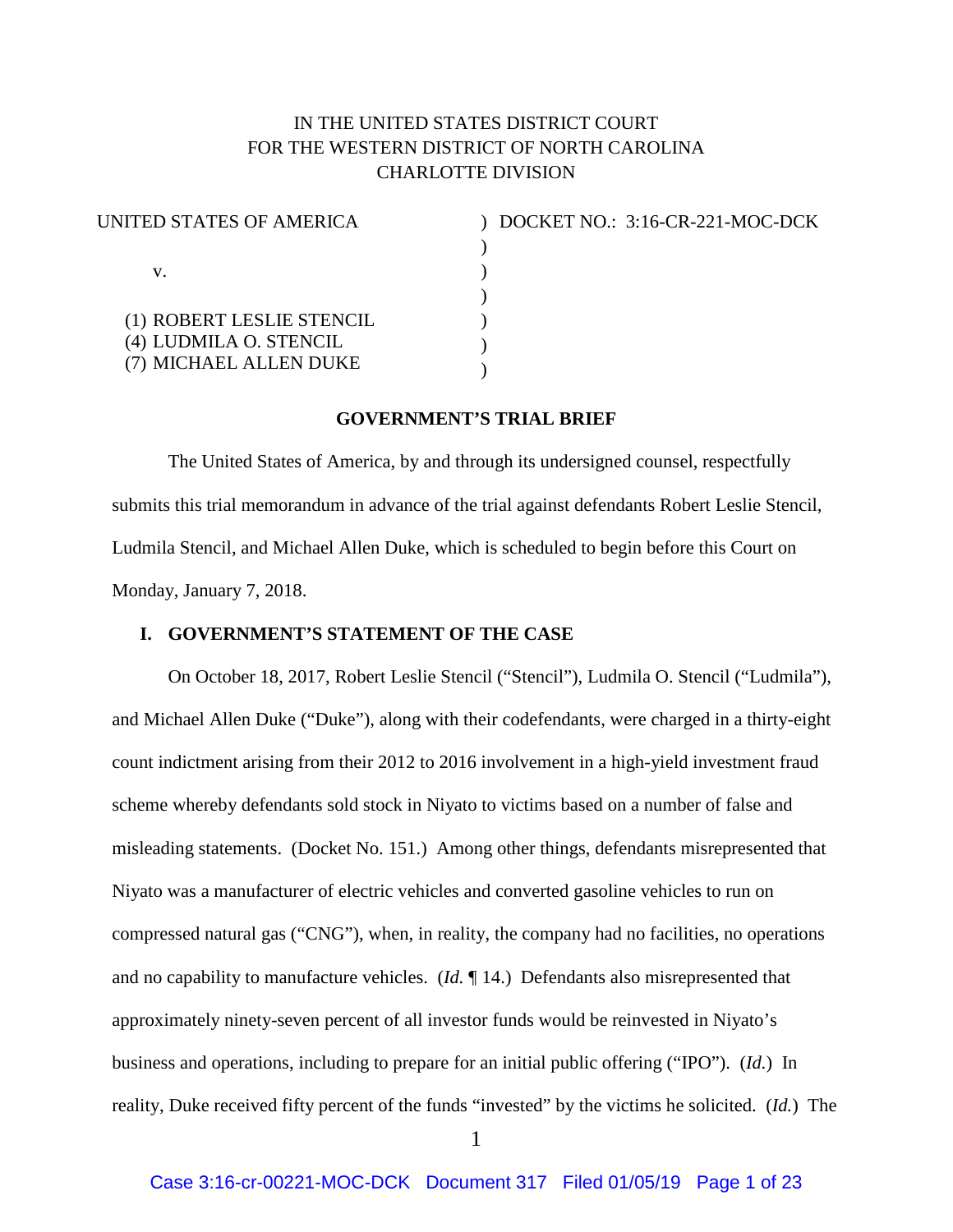IN THE UNITED STATES DISTRICT COURT
FOR THE WESTERN DISTRICT OF NORTH CAROLINA
CHARLOTTE DIVISION

| | | |
|---|---|---|
| UNITED STATES OF AMERICA | ) | DOCKET NO.: 3:16-CR-221-MOC-DCK |
| | ) | |
| v. | ) | |
| | ) | |
| (1) ROBERT LESLIE STENCIL | ) | |
| (4) LUDMILA O. STENCIL | ) | |
| (7) MICHAEL ALLEN DUKE | ) | |

## GOVERNMENT'S TRIAL BRIEF

The United States of America, by and through its undersigned counsel, respectfully submits this trial memorandum in advance of the trial against defendants Robert Leslie Stencil, Ludmila Stencil, and Michael Allen Duke, which is scheduled to begin before this Court on Monday, January 7, 2018.

### I. GOVERNMENT'S STATEMENT OF THE CASE

On October 18, 2017, Robert Leslie Stencil ("Stencil"), Ludmila O. Stencil ("Ludmila"), and Michael Allen Duke ("Duke"), along with their codefendants, were charged in a thirty-eight count indictment arising from their 2012 to 2016 involvement in a high-yield investment fraud scheme whereby defendants sold stock in Niyato to victims based on a number of false and misleading statements. (Docket No. 151.) Among other things, defendants misrepresented that Niyato was a manufacturer of electric vehicles and converted gasoline vehicles to run on compressed natural gas ("CNG"), when, in reality, the company had no facilities, no operations and no capability to manufacture vehicles. (*Id.* ¶ 14.) Defendants also misrepresented that approximately ninety-seven percent of all investor funds would be reinvested in Niyato's business and operations, including to prepare for an initial public offering ("IPO"). (*Id.*) In reality, Duke received fifty percent of the funds "invested" by the victims he solicited. (*Id.*) The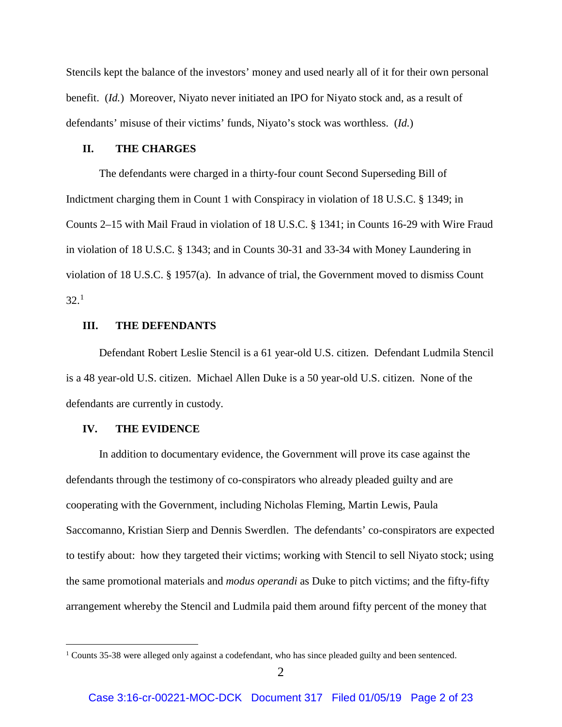Stencils kept the balance of the investors' money and used nearly all of it for their own personal benefit. (*Id.*) Moreover, Niyato never initiated an IPO for Niyato stock and, as a result of defendants' misuse of their victims' funds, Niyato's stock was worthless. (*Id.*)

## II. THE CHARGES

The defendants were charged in a thirty-four count Second Superseding Bill of Indictment charging them in Count 1 with Conspiracy in violation of 18 U.S.C. § 1349; in Counts 2–15 with Mail Fraud in violation of 18 U.S.C. § 1341; in Counts 16-29 with Wire Fraud in violation of 18 U.S.C. § 1343; and in Counts 30-31 and 33-34 with Money Laundering in violation of 18 U.S.C. § 1957(a). In advance of trial, the Government moved to dismiss Count 32.[1]

## III. THE DEFENDANTS

Defendant Robert Leslie Stencil is a 61 year-old U.S. citizen. Defendant Ludmila Stencil is a 48 year-old U.S. citizen. Michael Allen Duke is a 50 year-old U.S. citizen. None of the defendants are currently in custody.

## IV. THE EVIDENCE

In addition to documentary evidence, the Government will prove its case against the defendants through the testimony of co-conspirators who already pleaded guilty and are cooperating with the Government, including Nicholas Fleming, Martin Lewis, Paula Saccomanno, Kristian Sierp and Dennis Swerdlen. The defendants' co-conspirators are expected to testify about: how they targeted their victims; working with Stencil to sell Niyato stock; using the same promotional materials and *modus operandi* as Duke to pitch victims; and the fifty-fifty arrangement whereby the Stencil and Ludmila paid them around fifty percent of the money that

---

[1] Counts 35-38 were alleged only against a codefendant, who has since pleaded guilty and been sentenced.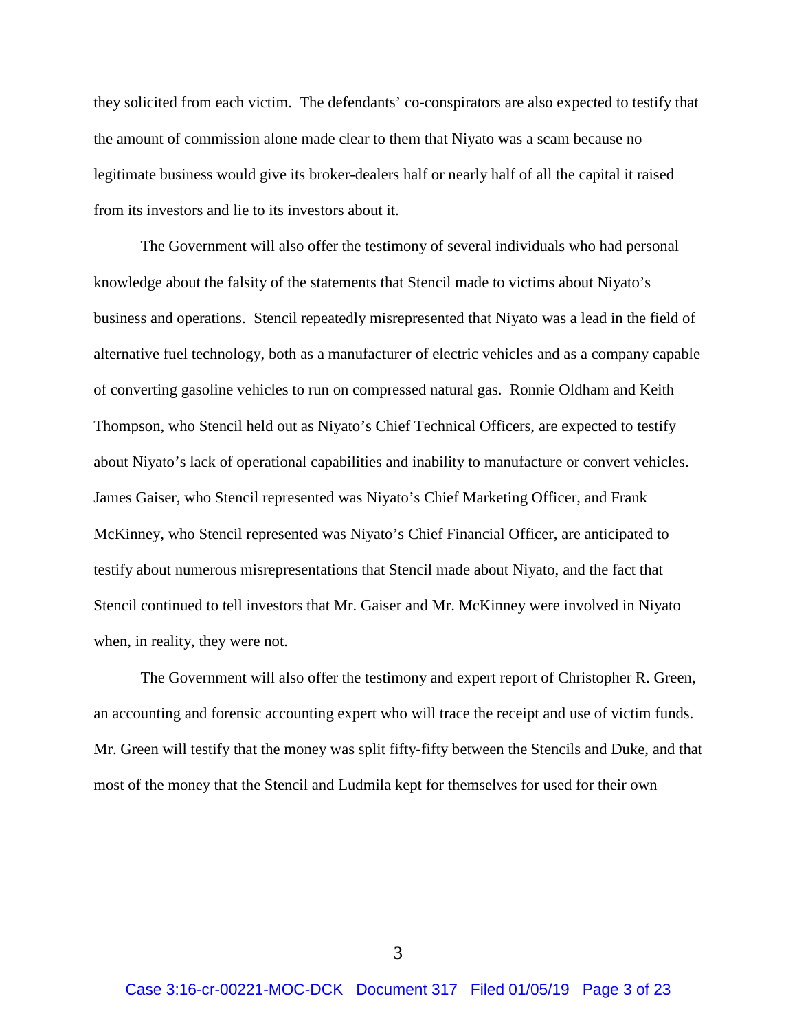they solicited from each victim. The defendants' co-conspirators are also expected to testify that the amount of commission alone made clear to them that Niyato was a scam because no legitimate business would give its broker-dealers half or nearly half of all the capital it raised from its investors and lie to its investors about it.

The Government will also offer the testimony of several individuals who had personal knowledge about the falsity of the statements that Stencil made to victims about Niyato's business and operations. Stencil repeatedly misrepresented that Niyato was a lead in the field of alternative fuel technology, both as a manufacturer of electric vehicles and as a company capable of converting gasoline vehicles to run on compressed natural gas. Ronnie Oldham and Keith Thompson, who Stencil held out as Niyato's Chief Technical Officers, are expected to testify about Niyato's lack of operational capabilities and inability to manufacture or convert vehicles. James Gaiser, who Stencil represented was Niyato's Chief Marketing Officer, and Frank McKinney, who Stencil represented was Niyato's Chief Financial Officer, are anticipated to testify about numerous misrepresentations that Stencil made about Niyato, and the fact that Stencil continued to tell investors that Mr. Gaiser and Mr. McKinney were involved in Niyato when, in reality, they were not.

The Government will also offer the testimony and expert report of Christopher R. Green, an accounting and forensic accounting expert who will trace the receipt and use of victim funds. Mr. Green will testify that the money was split fifty-fifty between the Stencils and Duke, and that most of the money that the Stencil and Ludmila kept for themselves for used for their own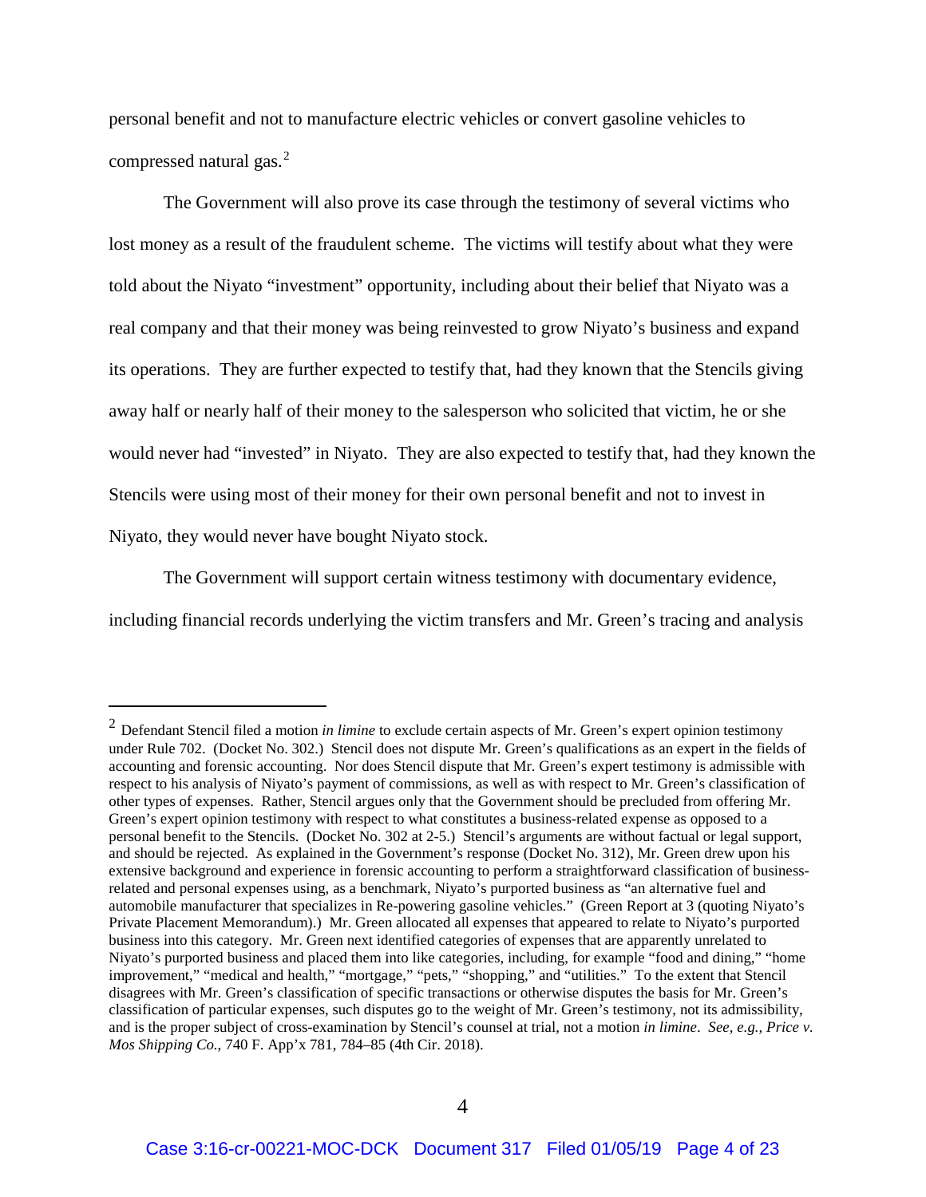personal benefit and not to manufacture electric vehicles or convert gasoline vehicles to compressed natural gas.[2]

The Government will also prove its case through the testimony of several victims who lost money as a result of the fraudulent scheme. The victims will testify about what they were told about the Niyato "investment" opportunity, including about their belief that Niyato was a real company and that their money was being reinvested to grow Niyato's business and expand its operations. They are further expected to testify that, had they known that the Stencils giving away half or nearly half of their money to the salesperson who solicited that victim, he or she would never had "invested" in Niyato. They are also expected to testify that, had they known the Stencils were using most of their money for their own personal benefit and not to invest in Niyato, they would never have bought Niyato stock.

The Government will support certain witness testimony with documentary evidence, including financial records underlying the victim transfers and Mr. Green's tracing and analysis

---

[2] Defendant Stencil filed a motion *in limine* to exclude certain aspects of Mr. Green's expert opinion testimony under Rule 702. (Docket No. 302.) Stencil does not dispute Mr. Green's qualifications as an expert in the fields of accounting and forensic accounting. Nor does Stencil dispute that Mr. Green's expert testimony is admissible with respect to his analysis of Niyato's payment of commissions, as well as with respect to Mr. Green's classification of other types of expenses. Rather, Stencil argues only that the Government should be precluded from offering Mr. Green's expert opinion testimony with respect to what constitutes a business-related expense as opposed to a personal benefit to the Stencils. (Docket No. 302 at 2-5.) Stencil's arguments are without factual or legal support, and should be rejected. As explained in the Government's response (Docket No. 312), Mr. Green drew upon his extensive background and experience in forensic accounting to perform a straightforward classification of business-related and personal expenses using, as a benchmark, Niyato's purported business as "an alternative fuel and automobile manufacturer that specializes in Re-powering gasoline vehicles." (Green Report at 3 (quoting Niyato's Private Placement Memorandum).) Mr. Green allocated all expenses that appeared to relate to Niyato's purported business into this category. Mr. Green next identified categories of expenses that are apparently unrelated to Niyato's purported business and placed them into like categories, including, for example "food and dining," "home improvement," "medical and health," "mortgage," "pets," "shopping," and "utilities." To the extent that Stencil disagrees with Mr. Green's classification of specific transactions or otherwise disputes the basis for Mr. Green's classification of particular expenses, such disputes go to the weight of Mr. Green's testimony, not its admissibility, and is the proper subject of cross-examination by Stencil's counsel at trial, not a motion *in limine*. *See, e.g.*, *Price v. Mos Shipping Co.*, 740 F. App'x 781, 784–85 (4th Cir. 2018).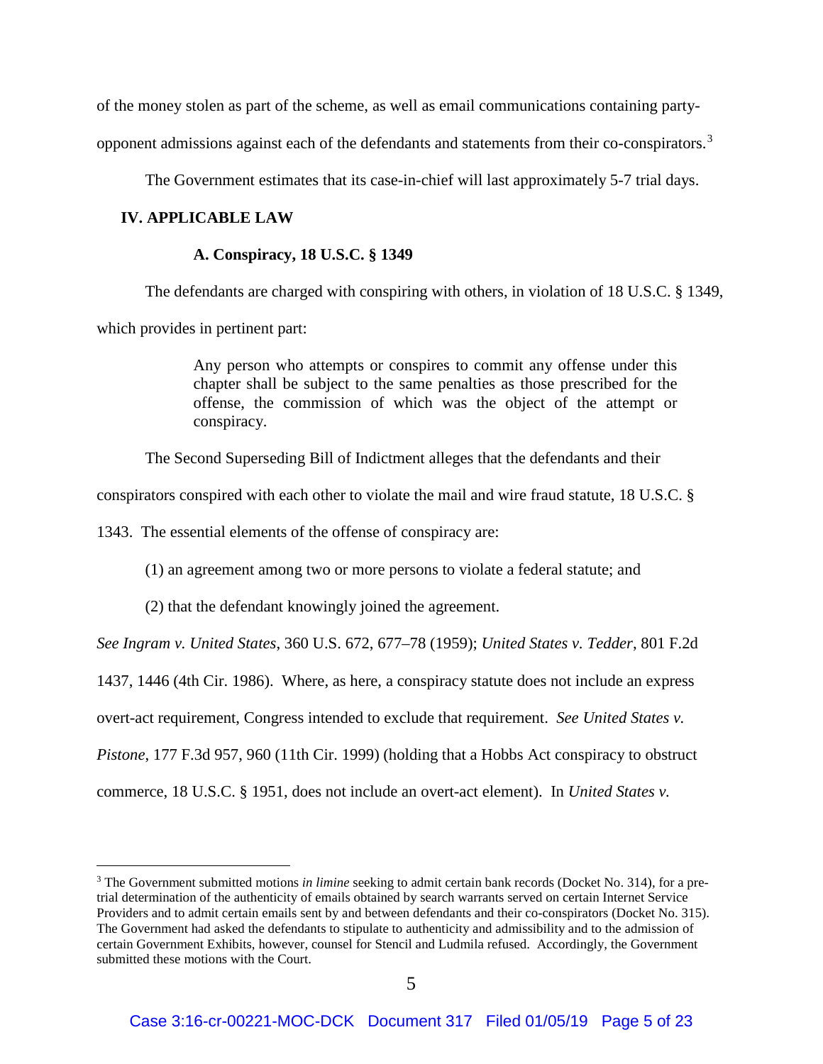of the money stolen as part of the scheme, as well as email communications containing party-opponent admissions against each of the defendants and statements from their co-conspirators.[3]

The Government estimates that its case-in-chief will last approximately 5-7 trial days.

## IV. APPLICABLE LAW

### A. Conspiracy, 18 U.S.C. § 1349

The defendants are charged with conspiring with others, in violation of 18 U.S.C. § 1349, which provides in pertinent part:

> Any person who attempts or conspires to commit any offense under this chapter shall be subject to the same penalties as those prescribed for the offense, the commission of which was the object of the attempt or conspiracy.

The Second Superseding Bill of Indictment alleges that the defendants and their conspirators conspired with each other to violate the mail and wire fraud statute, 18 U.S.C. § 1343. The essential elements of the offense of conspiracy are:

(1) an agreement among two or more persons to violate a federal statute; and

(2) that the defendant knowingly joined the agreement.

*See Ingram v. United States*, 360 U.S. 672, 677–78 (1959); *United States v. Tedder*, 801 F.2d 1437, 1446 (4th Cir. 1986). Where, as here, a conspiracy statute does not include an express overt-act requirement, Congress intended to exclude that requirement. *See United States v. Pistone*, 177 F.3d 957, 960 (11th Cir. 1999) (holding that a Hobbs Act conspiracy to obstruct commerce, 18 U.S.C. § 1951, does not include an overt-act element). In *United States v.*

---

[3] The Government submitted motions *in limine* seeking to admit certain bank records (Docket No. 314), for a pre-trial determination of the authenticity of emails obtained by search warrants served on certain Internet Service Providers and to admit certain emails sent by and between defendants and their co-conspirators (Docket No. 315). The Government had asked the defendants to stipulate to authenticity and admissibility and to the admission of certain Government Exhibits, however, counsel for Stencil and Ludmila refused. Accordingly, the Government submitted these motions with the Court.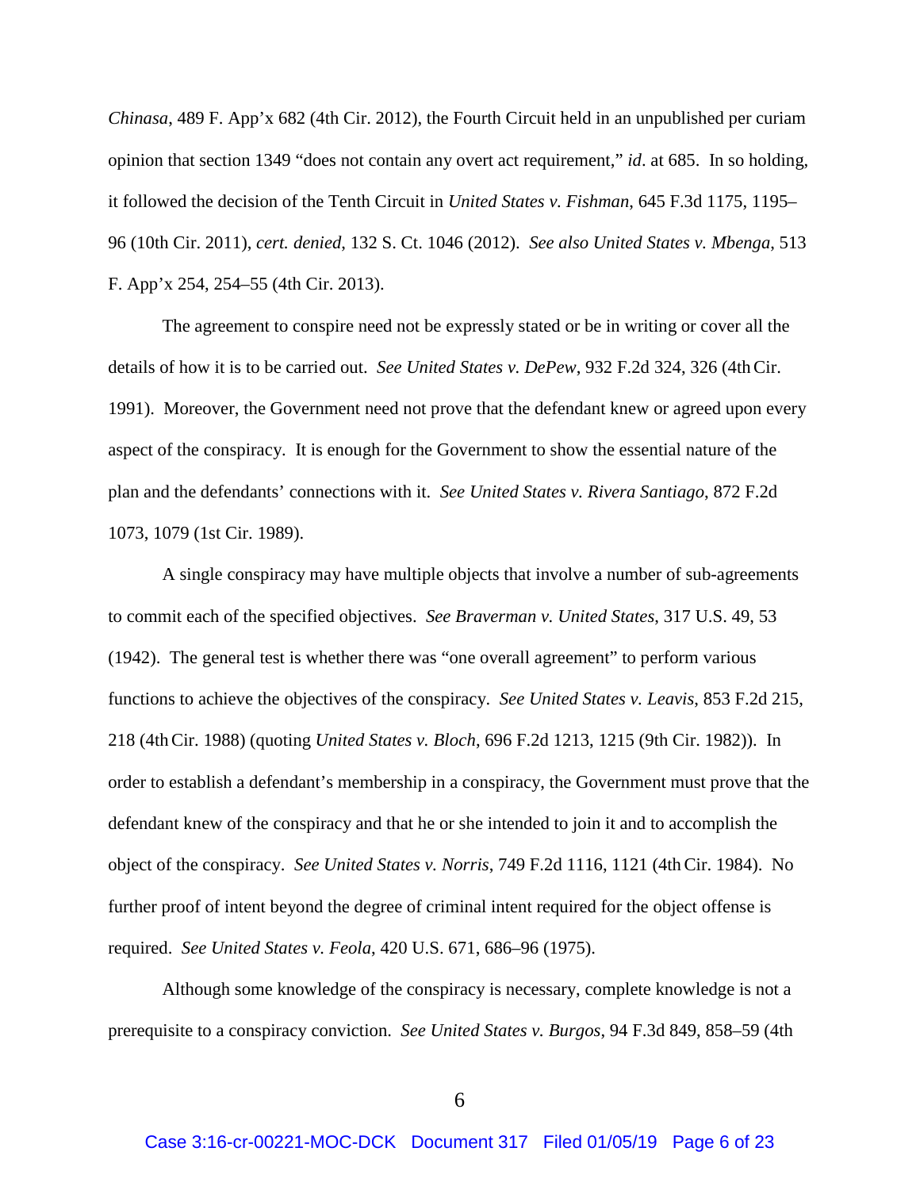*Chinasa*, 489 F. App'x 682 (4th Cir. 2012), the Fourth Circuit held in an unpublished per curiam opinion that section 1349 "does not contain any overt act requirement," *id*. at 685. In so holding, it followed the decision of the Tenth Circuit in *United States v. Fishman*, 645 F.3d 1175, 1195–96 (10th Cir. 2011), *cert. denied*, 132 S. Ct. 1046 (2012). *See also United States v. Mbenga*, 513 F. App'x 254, 254–55 (4th Cir. 2013).

The agreement to conspire need not be expressly stated or be in writing or cover all the details of how it is to be carried out. *See United States v. DePew*, 932 F.2d 324, 326 (4th Cir. 1991). Moreover, the Government need not prove that the defendant knew or agreed upon every aspect of the conspiracy. It is enough for the Government to show the essential nature of the plan and the defendants' connections with it. *See United States v. Rivera Santiago*, 872 F.2d 1073, 1079 (1st Cir. 1989).

A single conspiracy may have multiple objects that involve a number of sub-agreements to commit each of the specified objectives. *See Braverman v. United States*, 317 U.S. 49, 53 (1942). The general test is whether there was "one overall agreement" to perform various functions to achieve the objectives of the conspiracy. *See United States v. Leavis*, 853 F.2d 215, 218 (4th Cir. 1988) (quoting *United States v. Bloch*, 696 F.2d 1213, 1215 (9th Cir. 1982)). In order to establish a defendant's membership in a conspiracy, the Government must prove that the defendant knew of the conspiracy and that he or she intended to join it and to accomplish the object of the conspiracy. *See United States v. Norris*, 749 F.2d 1116, 1121 (4th Cir. 1984). No further proof of intent beyond the degree of criminal intent required for the object offense is required. *See United States v. Feola*, 420 U.S. 671, 686–96 (1975).

Although some knowledge of the conspiracy is necessary, complete knowledge is not a prerequisite to a conspiracy conviction. *See United States v. Burgos*, 94 F.3d 849, 858–59 (4th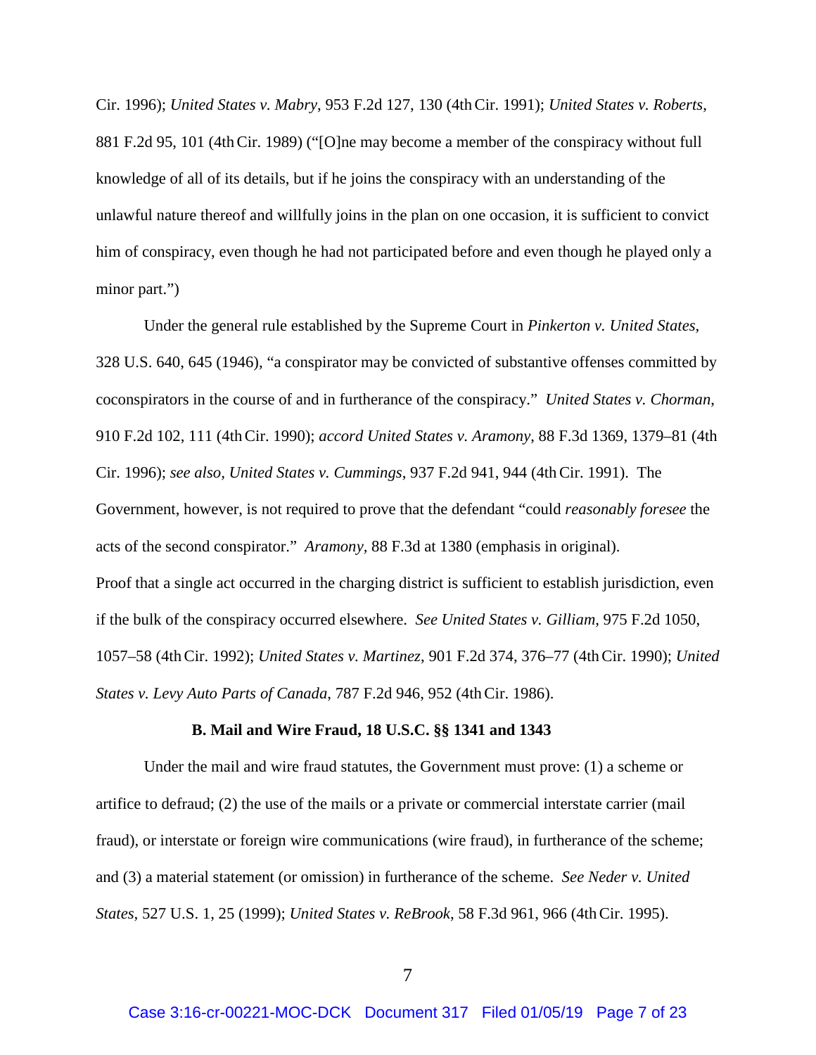Cir. 1996); *United States v. Mabry*, 953 F.2d 127, 130 (4th Cir. 1991); *United States v. Roberts*, 881 F.2d 95, 101 (4th Cir. 1989) ("[O]ne may become a member of the conspiracy without full knowledge of all of its details, but if he joins the conspiracy with an understanding of the unlawful nature thereof and willfully joins in the plan on one occasion, it is sufficient to convict him of conspiracy, even though he had not participated before and even though he played only a minor part.")

Under the general rule established by the Supreme Court in *Pinkerton v. United States*, 328 U.S. 640, 645 (1946), "a conspirator may be convicted of substantive offenses committed by coconspirators in the course of and in furtherance of the conspiracy." *United States v. Chorman*, 910 F.2d 102, 111 (4th Cir. 1990); *accord United States v. Aramony*, 88 F.3d 1369, 1379–81 (4th Cir. 1996); *see also, United States v. Cummings*, 937 F.2d 941, 944 (4th Cir. 1991). The Government, however, is not required to prove that the defendant "could *reasonably foresee* the acts of the second conspirator." *Aramony,* 88 F.3d at 1380 (emphasis in original).

Proof that a single act occurred in the charging district is sufficient to establish jurisdiction, even if the bulk of the conspiracy occurred elsewhere. *See United States v. Gilliam,* 975 F.2d 1050, 1057–58 (4th Cir. 1992); *United States v. Martinez*, 901 F.2d 374, 376–77 (4th Cir. 1990); *United States v. Levy Auto Parts of Canada*, 787 F.2d 946, 952 (4th Cir. 1986).

**B. Mail and Wire Fraud, 18 U.S.C. §§ 1341 and 1343**

Under the mail and wire fraud statutes, the Government must prove: (1) a scheme or artifice to defraud; (2) the use of the mails or a private or commercial interstate carrier (mail fraud), or interstate or foreign wire communications (wire fraud), in furtherance of the scheme; and (3) a material statement (or omission) in furtherance of the scheme. *See Neder v. United States*, 527 U.S. 1, 25 (1999); *United States v. ReBrook*, 58 F.3d 961, 966 (4th Cir. 1995).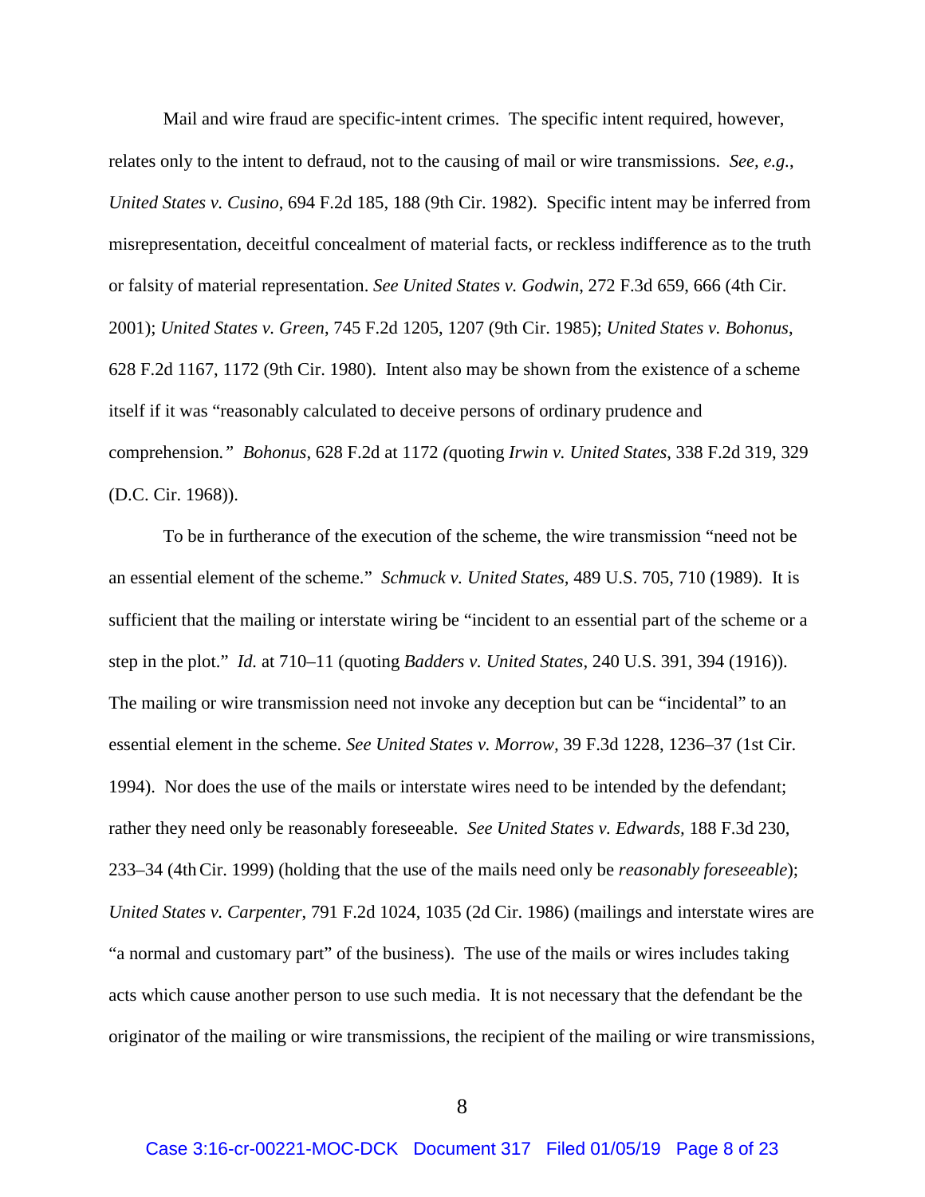Mail and wire fraud are specific-intent crimes. The specific intent required, however, relates only to the intent to defraud, not to the causing of mail or wire transmissions. *See, e.g.*, *United States v. Cusino*, 694 F.2d 185, 188 (9th Cir. 1982). Specific intent may be inferred from misrepresentation, deceitful concealment of material facts, or reckless indifference as to the truth or falsity of material representation. *See United States v. Godwin*, 272 F.3d 659, 666 (4th Cir. 2001); *United States v. Green*, 745 F.2d 1205, 1207 (9th Cir. 1985); *United States v. Bohonus*, 628 F.2d 1167, 1172 (9th Cir. 1980). Intent also may be shown from the existence of a scheme itself if it was "reasonably calculated to deceive persons of ordinary prudence and comprehension." *Bohonus*, 628 F.2d at 1172 (quoting *Irwin v. United States*, 338 F.2d 319, 329 (D.C. Cir. 1968)).

To be in furtherance of the execution of the scheme, the wire transmission "need not be an essential element of the scheme." *Schmuck v. United States*, 489 U.S. 705, 710 (1989). It is sufficient that the mailing or interstate wiring be "incident to an essential part of the scheme or a step in the plot." *Id.* at 710–11 (quoting *Badders v. United States*, 240 U.S. 391, 394 (1916)). The mailing or wire transmission need not invoke any deception but can be "incidental" to an essential element in the scheme. *See United States v. Morrow*, 39 F.3d 1228, 1236–37 (1st Cir. 1994). Nor does the use of the mails or interstate wires need to be intended by the defendant; rather they need only be reasonably foreseeable. *See United States v. Edwards*, 188 F.3d 230, 233–34 (4th Cir. 1999) (holding that the use of the mails need only be *reasonably foreseeable*); *United States v. Carpenter*, 791 F.2d 1024, 1035 (2d Cir. 1986) (mailings and interstate wires are "a normal and customary part" of the business). The use of the mails or wires includes taking acts which cause another person to use such media. It is not necessary that the defendant be the originator of the mailing or wire transmissions, the recipient of the mailing or wire transmissions,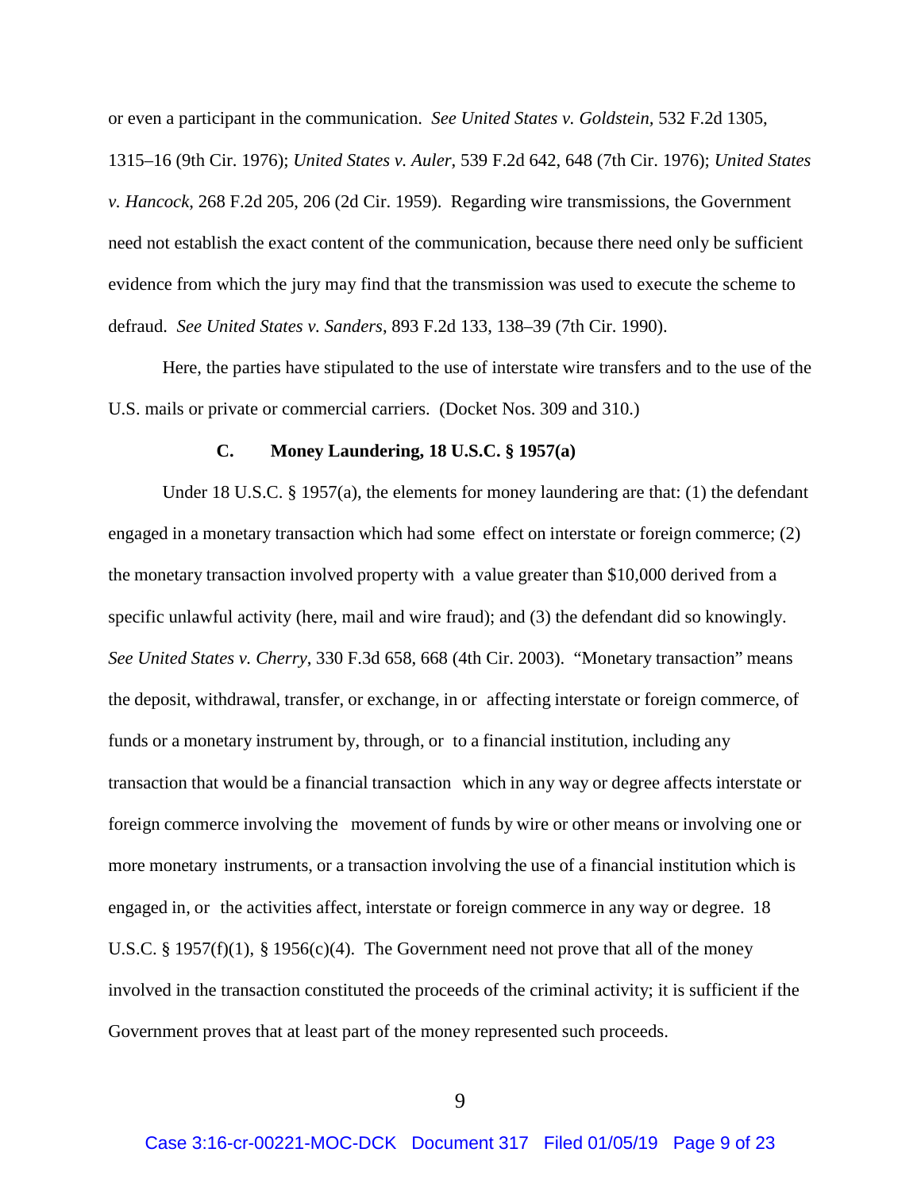or even a participant in the communication. *See United States v. Goldstein*, 532 F.2d 1305, 1315–16 (9th Cir. 1976); *United States v. Auler*, 539 F.2d 642, 648 (7th Cir. 1976); *United States v. Hancock*, 268 F.2d 205, 206 (2d Cir. 1959). Regarding wire transmissions, the Government need not establish the exact content of the communication, because there need only be sufficient evidence from which the jury may find that the transmission was used to execute the scheme to defraud. *See United States v. Sanders*, 893 F.2d 133, 138–39 (7th Cir. 1990).

Here, the parties have stipulated to the use of interstate wire transfers and to the use of the U.S. mails or private or commercial carriers. (Docket Nos. 309 and 310.)

### C. Money Laundering, 18 U.S.C. § 1957(a)

Under 18 U.S.C. § 1957(a), the elements for money laundering are that: (1) the defendant engaged in a monetary transaction which had some effect on interstate or foreign commerce; (2) the monetary transaction involved property with a value greater than $10,000 derived from a specific unlawful activity (here, mail and wire fraud); and (3) the defendant did so knowingly. *See United States v. Cherry*, 330 F.3d 658, 668 (4th Cir. 2003). "Monetary transaction" means the deposit, withdrawal, transfer, or exchange, in or affecting interstate or foreign commerce, of funds or a monetary instrument by, through, or to a financial institution, including any transaction that would be a financial transaction which in any way or degree affects interstate or foreign commerce involving the movement of funds by wire or other means or involving one or more monetary instruments, or a transaction involving the use of a financial institution which is engaged in, or the activities affect, interstate or foreign commerce in any way or degree. 18 U.S.C. § 1957(f)(1), § 1956(c)(4). The Government need not prove that all of the money involved in the transaction constituted the proceeds of the criminal activity; it is sufficient if the Government proves that at least part of the money represented such proceeds.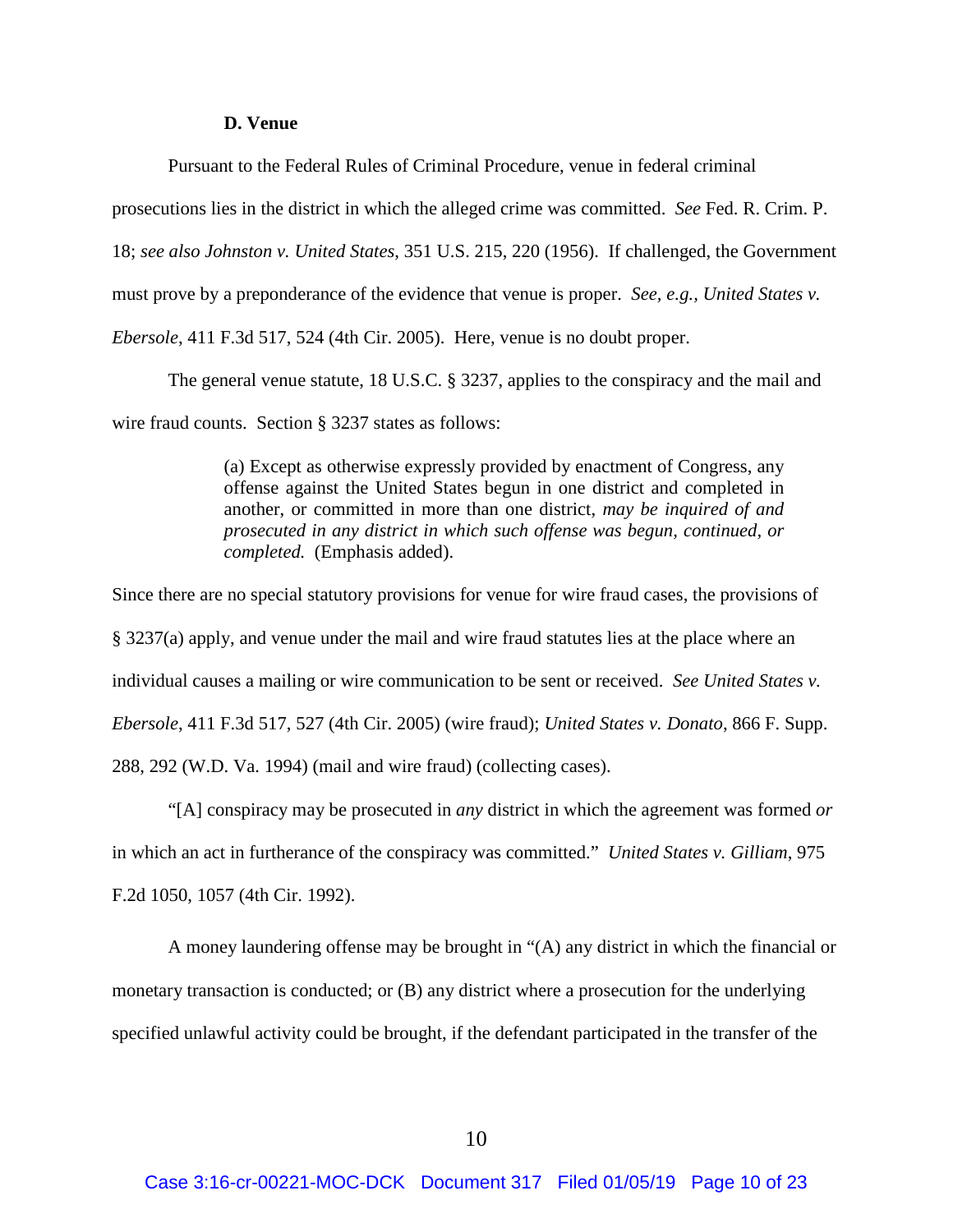### D. Venue

Pursuant to the Federal Rules of Criminal Procedure, venue in federal criminal prosecutions lies in the district in which the alleged crime was committed. *See* Fed. R. Crim. P. 18; *see also Johnston v. United States*, 351 U.S. 215, 220 (1956). If challenged, the Government must prove by a preponderance of the evidence that venue is proper. *See, e.g., United States v. Ebersole*, 411 F.3d 517, 524 (4th Cir. 2005). Here, venue is no doubt proper.

The general venue statute, 18 U.S.C. § 3237, applies to the conspiracy and the mail and wire fraud counts. Section § 3237 states as follows:

> (a) Except as otherwise expressly provided by enactment of Congress, any offense against the United States begun in one district and completed in another, or committed in more than one district, *may be inquired of and prosecuted in any district in which such offense was begun, continued, or completed.* (Emphasis added).

Since there are no special statutory provisions for venue for wire fraud cases, the provisions of § 3237(a) apply, and venue under the mail and wire fraud statutes lies at the place where an individual causes a mailing or wire communication to be sent or received. *See United States v. Ebersole*, 411 F.3d 517, 527 (4th Cir. 2005) (wire fraud); *United States v. Donato*, 866 F. Supp. 288, 292 (W.D. Va. 1994) (mail and wire fraud) (collecting cases).

"[A] conspiracy may be prosecuted in *any* district in which the agreement was formed *or* in which an act in furtherance of the conspiracy was committed." *United States v. Gilliam*, 975 F.2d 1050, 1057 (4th Cir. 1992).

A money laundering offense may be brought in "(A) any district in which the financial or monetary transaction is conducted; or (B) any district where a prosecution for the underlying specified unlawful activity could be brought, if the defendant participated in the transfer of the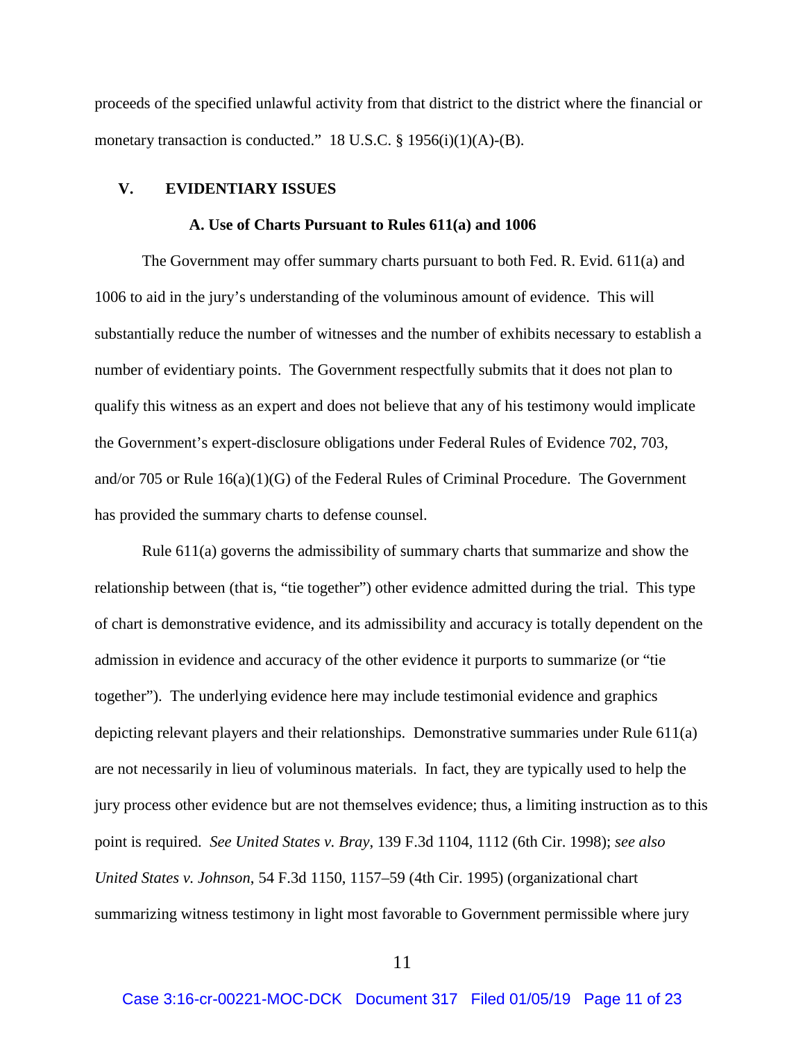proceeds of the specified unlawful activity from that district to the district where the financial or monetary transaction is conducted." 18 U.S.C. § 1956(i)(1)(A)-(B).

## V. EVIDENTIARY ISSUES

### A. Use of Charts Pursuant to Rules 611(a) and 1006

The Government may offer summary charts pursuant to both Fed. R. Evid. 611(a) and 1006 to aid in the jury's understanding of the voluminous amount of evidence. This will substantially reduce the number of witnesses and the number of exhibits necessary to establish a number of evidentiary points. The Government respectfully submits that it does not plan to qualify this witness as an expert and does not believe that any of his testimony would implicate the Government's expert-disclosure obligations under Federal Rules of Evidence 702, 703, and/or 705 or Rule 16(a)(1)(G) of the Federal Rules of Criminal Procedure. The Government has provided the summary charts to defense counsel.

Rule 611(a) governs the admissibility of summary charts that summarize and show the relationship between (that is, "tie together") other evidence admitted during the trial. This type of chart is demonstrative evidence, and its admissibility and accuracy is totally dependent on the admission in evidence and accuracy of the other evidence it purports to summarize (or "tie together"). The underlying evidence here may include testimonial evidence and graphics depicting relevant players and their relationships. Demonstrative summaries under Rule 611(a) are not necessarily in lieu of voluminous materials. In fact, they are typically used to help the jury process other evidence but are not themselves evidence; thus, a limiting instruction as to this point is required. *See United States v. Bray*, 139 F.3d 1104, 1112 (6th Cir. 1998); *see also United States v. Johnson*, 54 F.3d 1150, 1157–59 (4th Cir. 1995) (organizational chart summarizing witness testimony in light most favorable to Government permissible where jury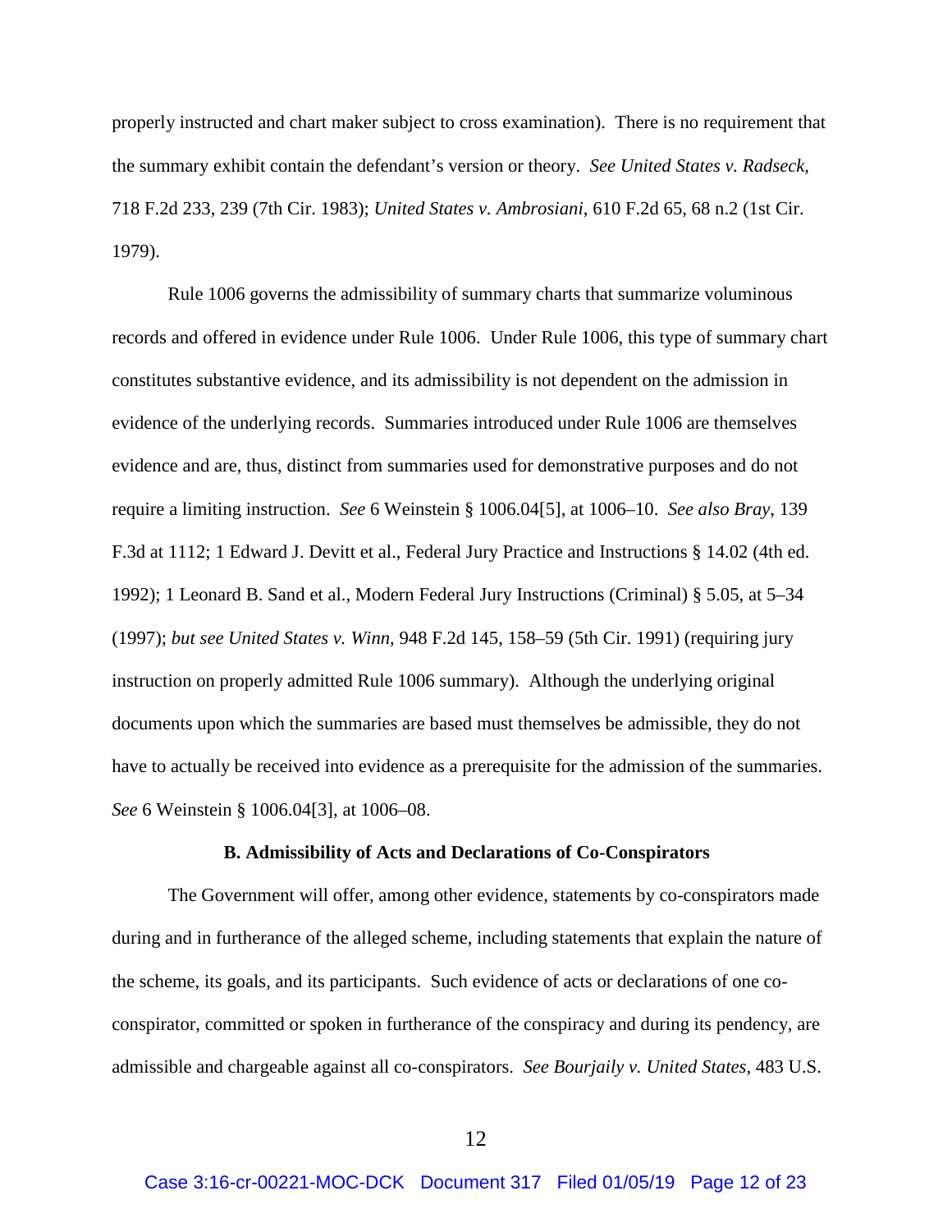properly instructed and chart maker subject to cross examination). There is no requirement that the summary exhibit contain the defendant's version or theory. *See United States v. Radseck*, 718 F.2d 233, 239 (7th Cir. 1983); *United States v. Ambrosiani*, 610 F.2d 65, 68 n.2 (1st Cir. 1979).

Rule 1006 governs the admissibility of summary charts that summarize voluminous records and offered in evidence under Rule 1006. Under Rule 1006, this type of summary chart constitutes substantive evidence, and its admissibility is not dependent on the admission in evidence of the underlying records. Summaries introduced under Rule 1006 are themselves evidence and are, thus, distinct from summaries used for demonstrative purposes and do not require a limiting instruction. *See* 6 Weinstein § 1006.04[5], at 1006–10. *See also Bray*, 139 F.3d at 1112; 1 Edward J. Devitt et al., Federal Jury Practice and Instructions § 14.02 (4th ed. 1992); 1 Leonard B. Sand et al., Modern Federal Jury Instructions (Criminal) § 5.05, at 5–34 (1997); *but see United States v. Winn*, 948 F.2d 145, 158–59 (5th Cir. 1991) (requiring jury instruction on properly admitted Rule 1006 summary). Although the underlying original documents upon which the summaries are based must themselves be admissible, they do not have to actually be received into evidence as a prerequisite for the admission of the summaries. *See* 6 Weinstein § 1006.04[3], at 1006–08.

**B. Admissibility of Acts and Declarations of Co-Conspirators**

The Government will offer, among other evidence, statements by co-conspirators made during and in furtherance of the alleged scheme, including statements that explain the nature of the scheme, its goals, and its participants. Such evidence of acts or declarations of one co-conspirator, committed or spoken in furtherance of the conspiracy and during its pendency, are admissible and chargeable against all co-conspirators. *See Bourjaily v. United States*, 483 U.S.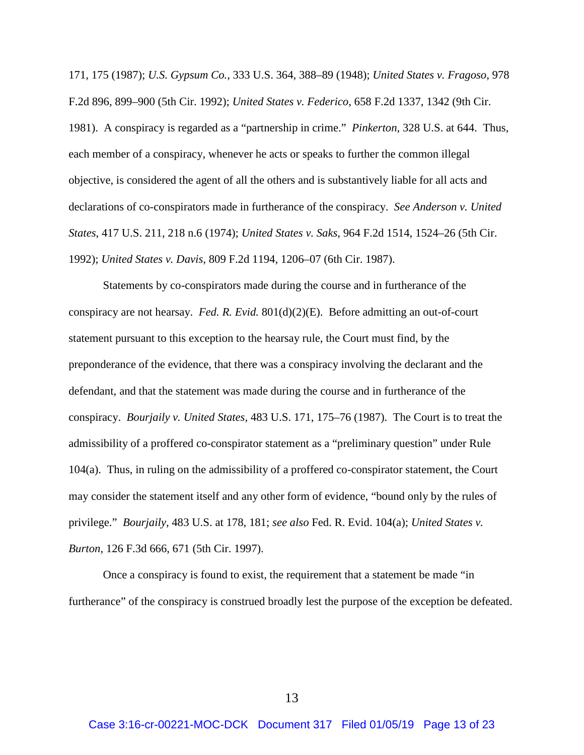171, 175 (1987); *U.S. Gypsum Co.*, 333 U.S. 364, 388–89 (1948); *United States v. Fragoso*, 978 F.2d 896, 899–900 (5th Cir. 1992); *United States v. Federico*, 658 F.2d 1337, 1342 (9th Cir. 1981). A conspiracy is regarded as a "partnership in crime." *Pinkerton*, 328 U.S. at 644. Thus, each member of a conspiracy, whenever he acts or speaks to further the common illegal objective, is considered the agent of all the others and is substantively liable for all acts and declarations of co-conspirators made in furtherance of the conspiracy. *See Anderson v. United States*, 417 U.S. 211, 218 n.6 (1974); *United States v. Saks*, 964 F.2d 1514, 1524–26 (5th Cir. 1992); *United States v. Davis*, 809 F.2d 1194, 1206–07 (6th Cir. 1987).

Statements by co-conspirators made during the course and in furtherance of the conspiracy are not hearsay. *Fed. R. Evid.* 801(d)(2)(E). Before admitting an out-of-court statement pursuant to this exception to the hearsay rule, the Court must find, by the preponderance of the evidence, that there was a conspiracy involving the declarant and the defendant, and that the statement was made during the course and in furtherance of the conspiracy. *Bourjaily v. United States*, 483 U.S. 171, 175–76 (1987). The Court is to treat the admissibility of a proffered co-conspirator statement as a "preliminary question" under Rule 104(a). Thus, in ruling on the admissibility of a proffered co-conspirator statement, the Court may consider the statement itself and any other form of evidence, "bound only by the rules of privilege." *Bourjaily*, 483 U.S. at 178, 181; *see also* Fed. R. Evid. 104(a); *United States v. Burton*, 126 F.3d 666, 671 (5th Cir. 1997).

Once a conspiracy is found to exist, the requirement that a statement be made "in furtherance" of the conspiracy is construed broadly lest the purpose of the exception be defeated.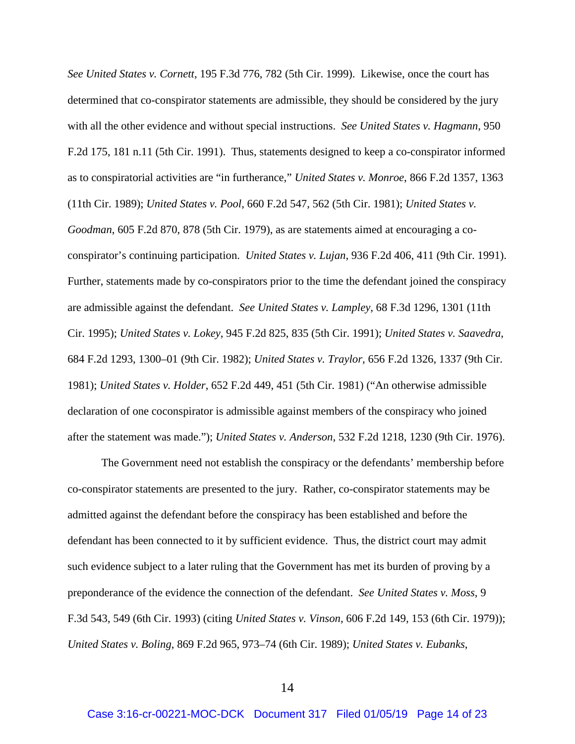*See United States v. Cornett*, 195 F.3d 776, 782 (5th Cir. 1999). Likewise, once the court has determined that co-conspirator statements are admissible, they should be considered by the jury with all the other evidence and without special instructions. *See United States v. Hagmann*, 950 F.2d 175, 181 n.11 (5th Cir. 1991). Thus, statements designed to keep a co-conspirator informed as to conspiratorial activities are "in furtherance," *United States v. Monroe*, 866 F.2d 1357, 1363 (11th Cir. 1989); *United States v. Pool*, 660 F.2d 547, 562 (5th Cir. 1981); *United States v. Goodman*, 605 F.2d 870, 878 (5th Cir. 1979), as are statements aimed at encouraging a co-conspirator's continuing participation. *United States v. Lujan*, 936 F.2d 406, 411 (9th Cir. 1991). Further, statements made by co-conspirators prior to the time the defendant joined the conspiracy are admissible against the defendant. *See United States v. Lampley*, 68 F.3d 1296, 1301 (11th Cir. 1995); *United States v. Lokey*, 945 F.2d 825, 835 (5th Cir. 1991); *United States v. Saavedra*, 684 F.2d 1293, 1300–01 (9th Cir. 1982); *United States v. Traylor*, 656 F.2d 1326, 1337 (9th Cir. 1981); *United States v. Holder*, 652 F.2d 449, 451 (5th Cir. 1981) ("An otherwise admissible declaration of one coconspirator is admissible against members of the conspiracy who joined after the statement was made."); *United States v. Anderson*, 532 F.2d 1218, 1230 (9th Cir. 1976).

The Government need not establish the conspiracy or the defendants' membership before co-conspirator statements are presented to the jury. Rather, co-conspirator statements may be admitted against the defendant before the conspiracy has been established and before the defendant has been connected to it by sufficient evidence. Thus, the district court may admit such evidence subject to a later ruling that the Government has met its burden of proving by a preponderance of the evidence the connection of the defendant. *See United States v. Moss*, 9 F.3d 543, 549 (6th Cir. 1993) (citing *United States v. Vinson*, 606 F.2d 149, 153 (6th Cir. 1979)); *United States v. Boling*, 869 F.2d 965, 973–74 (6th Cir. 1989); *United States v. Eubanks*,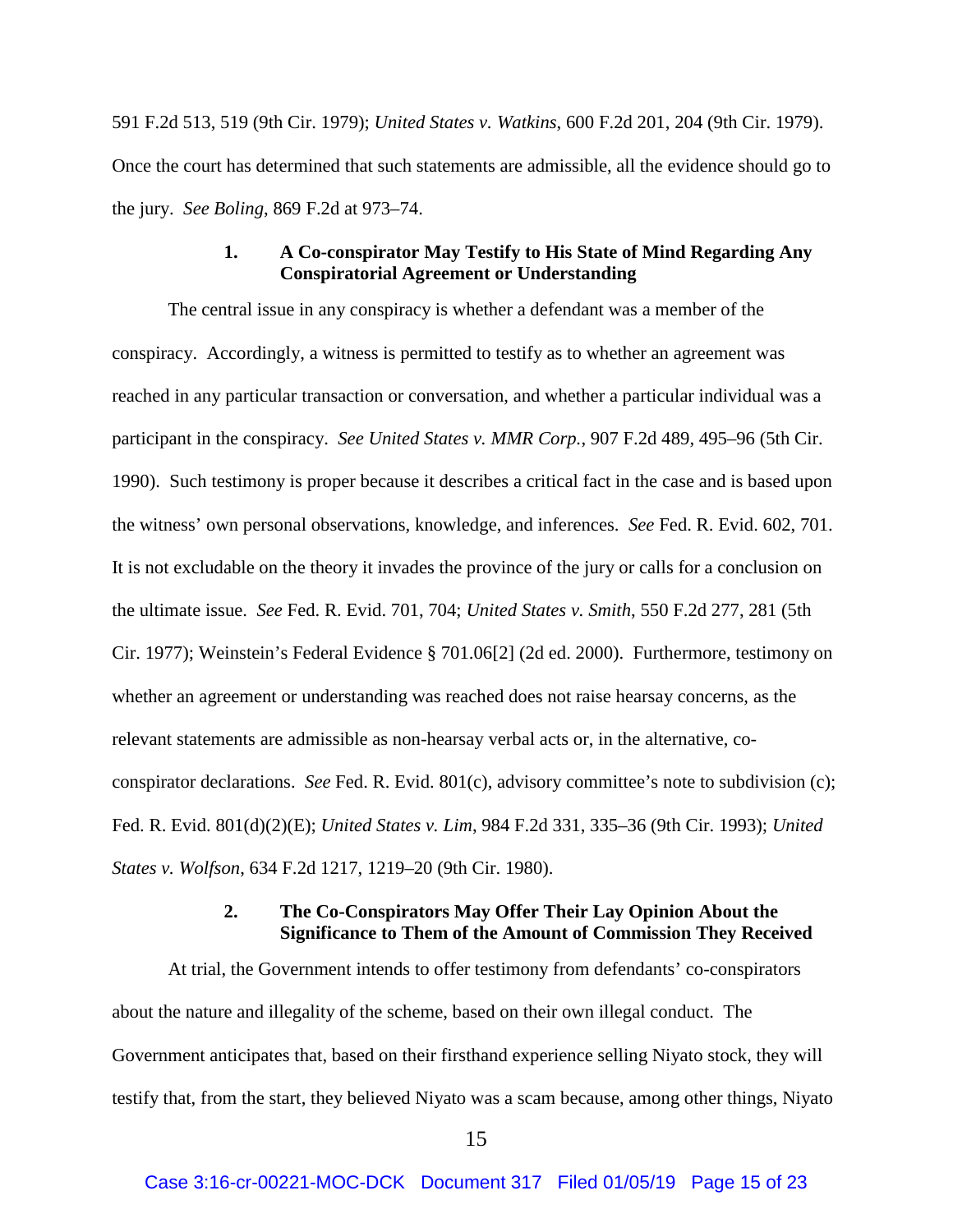591 F.2d 513, 519 (9th Cir. 1979); *United States v. Watkins*, 600 F.2d 201, 204 (9th Cir. 1979). Once the court has determined that such statements are admissible, all the evidence should go to the jury. *See Boling*, 869 F.2d at 973–74.

#### 1. A Co-conspirator May Testify to His State of Mind Regarding Any Conspiratorial Agreement or Understanding

The central issue in any conspiracy is whether a defendant was a member of the conspiracy. Accordingly, a witness is permitted to testify as to whether an agreement was reached in any particular transaction or conversation, and whether a particular individual was a participant in the conspiracy. *See United States v. MMR Corp.*, 907 F.2d 489, 495–96 (5th Cir. 1990). Such testimony is proper because it describes a critical fact in the case and is based upon the witness' own personal observations, knowledge, and inferences. *See* Fed. R. Evid. 602, 701. It is not excludable on the theory it invades the province of the jury or calls for a conclusion on the ultimate issue. *See* Fed. R. Evid. 701, 704; *United States v. Smith*, 550 F.2d 277, 281 (5th Cir. 1977); Weinstein's Federal Evidence § 701.06[2] (2d ed. 2000). Furthermore, testimony on whether an agreement or understanding was reached does not raise hearsay concerns, as the relevant statements are admissible as non-hearsay verbal acts or, in the alternative, co-conspirator declarations. *See* Fed. R. Evid. 801(c), advisory committee's note to subdivision (c); Fed. R. Evid. 801(d)(2)(E); *United States v. Lim*, 984 F.2d 331, 335–36 (9th Cir. 1993); *United States v. Wolfson*, 634 F.2d 1217, 1219–20 (9th Cir. 1980).

#### 2. The Co-Conspirators May Offer Their Lay Opinion About the Significance to Them of the Amount of Commission They Received

At trial, the Government intends to offer testimony from defendants' co-conspirators about the nature and illegality of the scheme, based on their own illegal conduct. The Government anticipates that, based on their firsthand experience selling Niyato stock, they will testify that, from the start, they believed Niyato was a scam because, among other things, Niyato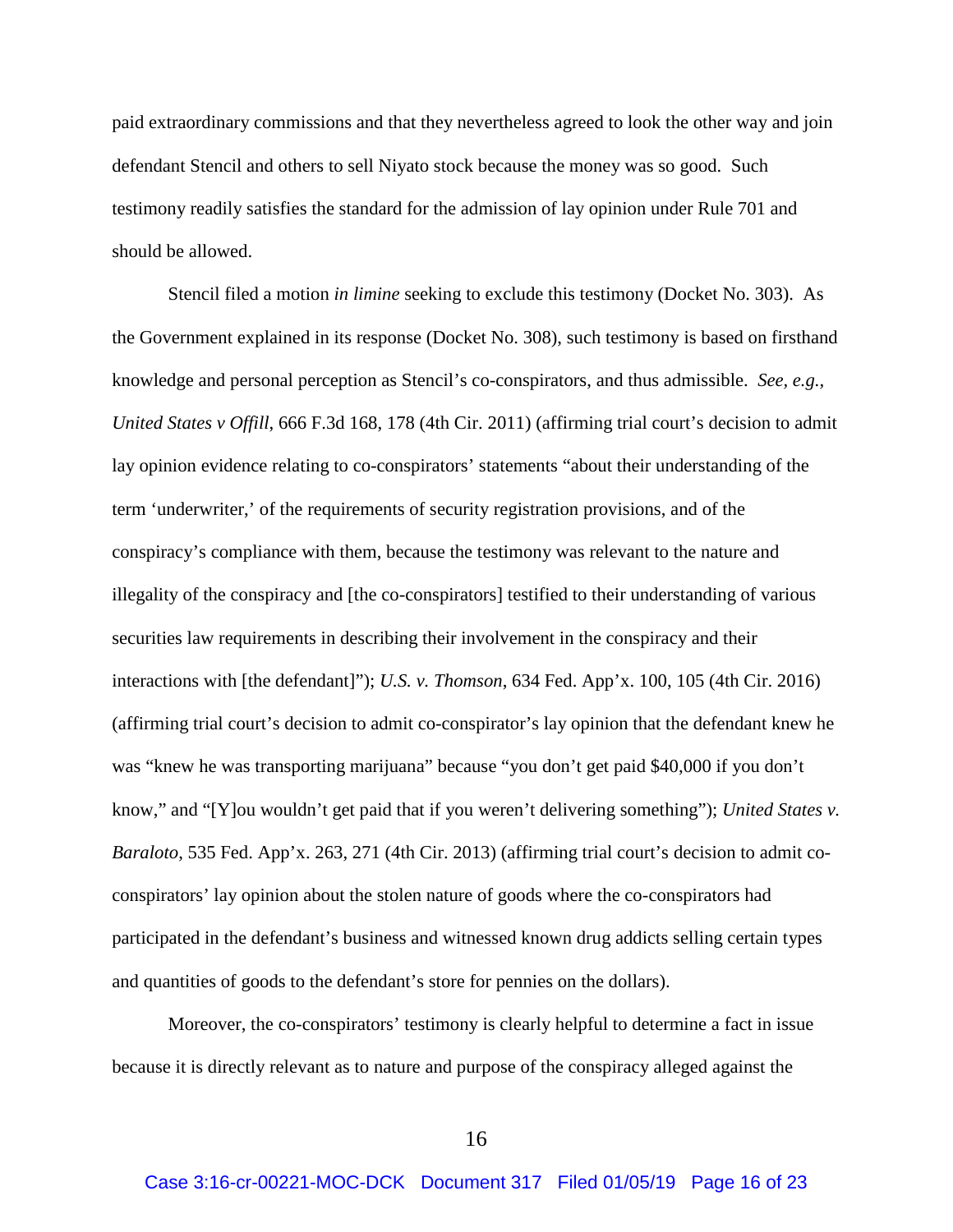paid extraordinary commissions and that they nevertheless agreed to look the other way and join defendant Stencil and others to sell Niyato stock because the money was so good. Such testimony readily satisfies the standard for the admission of lay opinion under Rule 701 and should be allowed.

Stencil filed a motion *in limine* seeking to exclude this testimony (Docket No. 303). As the Government explained in its response (Docket No. 308), such testimony is based on firsthand knowledge and personal perception as Stencil's co-conspirators, and thus admissible. *See, e.g.*, *United States v Offill*, 666 F.3d 168, 178 (4th Cir. 2011) (affirming trial court's decision to admit lay opinion evidence relating to co-conspirators' statements "about their understanding of the term 'underwriter,' of the requirements of security registration provisions, and of the conspiracy's compliance with them, because the testimony was relevant to the nature and illegality of the conspiracy and [the co-conspirators] testified to their understanding of various securities law requirements in describing their involvement in the conspiracy and their interactions with [the defendant]"); *U.S. v. Thomson*, 634 Fed. App'x. 100, 105 (4th Cir. 2016) (affirming trial court's decision to admit co-conspirator's lay opinion that the defendant knew he was "knew he was transporting marijuana" because "you don't get paid $40,000 if you don't know," and "[Y]ou wouldn't get paid that if you weren't delivering something"); *United States v. Baraloto*, 535 Fed. App'x. 263, 271 (4th Cir. 2013) (affirming trial court's decision to admit co-conspirators' lay opinion about the stolen nature of goods where the co-conspirators had participated in the defendant's business and witnessed known drug addicts selling certain types and quantities of goods to the defendant's store for pennies on the dollars).

Moreover, the co-conspirators' testimony is clearly helpful to determine a fact in issue because it is directly relevant as to nature and purpose of the conspiracy alleged against the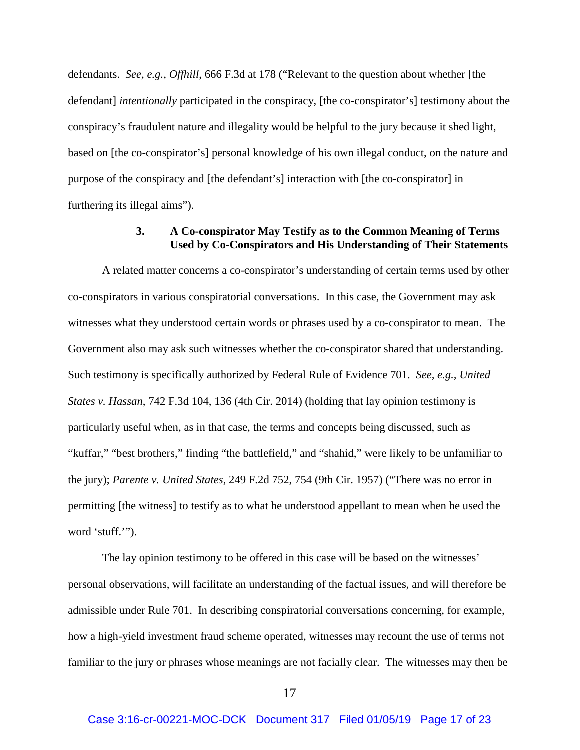defendants. *See, e.g.*, *Offhill*, 666 F.3d at 178 ("Relevant to the question about whether [the defendant] *intentionally* participated in the conspiracy, [the co-conspirator's] testimony about the conspiracy's fraudulent nature and illegality would be helpful to the jury because it shed light, based on [the co-conspirator's] personal knowledge of his own illegal conduct, on the nature and purpose of the conspiracy and [the defendant's] interaction with [the co-conspirator] in furthering its illegal aims").

### 3. A Co-conspirator May Testify as to the Common Meaning of Terms Used by Co-Conspirators and His Understanding of Their Statements

A related matter concerns a co-conspirator's understanding of certain terms used by other co-conspirators in various conspiratorial conversations. In this case, the Government may ask witnesses what they understood certain words or phrases used by a co-conspirator to mean. The Government also may ask such witnesses whether the co-conspirator shared that understanding. Such testimony is specifically authorized by Federal Rule of Evidence 701. *See, e.g.*, *United States v. Hassan*, 742 F.3d 104, 136 (4th Cir. 2014) (holding that lay opinion testimony is particularly useful when, as in that case, the terms and concepts being discussed, such as "kuffar," "best brothers," finding "the battlefield," and "shahid," were likely to be unfamiliar to the jury); *Parente v. United States*, 249 F.2d 752, 754 (9th Cir. 1957) ("There was no error in permitting [the witness] to testify as to what he understood appellant to mean when he used the word 'stuff.'").

The lay opinion testimony to be offered in this case will be based on the witnesses' personal observations, will facilitate an understanding of the factual issues, and will therefore be admissible under Rule 701. In describing conspiratorial conversations concerning, for example, how a high-yield investment fraud scheme operated, witnesses may recount the use of terms not familiar to the jury or phrases whose meanings are not facially clear. The witnesses may then be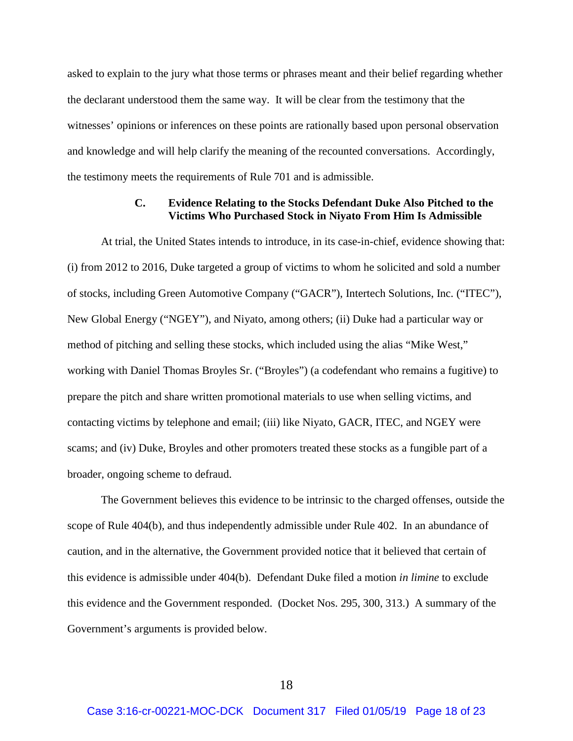asked to explain to the jury what those terms or phrases meant and their belief regarding whether the declarant understood them the same way. It will be clear from the testimony that the witnesses' opinions or inferences on these points are rationally based upon personal observation and knowledge and will help clarify the meaning of the recounted conversations. Accordingly, the testimony meets the requirements of Rule 701 and is admissible.

### C. Evidence Relating to the Stocks Defendant Duke Also Pitched to the Victims Who Purchased Stock in Niyato From Him Is Admissible

At trial, the United States intends to introduce, in its case-in-chief, evidence showing that: (i) from 2012 to 2016, Duke targeted a group of victims to whom he solicited and sold a number of stocks, including Green Automotive Company ("GACR"), Intertech Solutions, Inc. ("ITEC"), New Global Energy ("NGEY"), and Niyato, among others; (ii) Duke had a particular way or method of pitching and selling these stocks, which included using the alias "Mike West," working with Daniel Thomas Broyles Sr. ("Broyles") (a codefendant who remains a fugitive) to prepare the pitch and share written promotional materials to use when selling victims, and contacting victims by telephone and email; (iii) like Niyato, GACR, ITEC, and NGEY were scams; and (iv) Duke, Broyles and other promoters treated these stocks as a fungible part of a broader, ongoing scheme to defraud.

The Government believes this evidence to be intrinsic to the charged offenses, outside the scope of Rule 404(b), and thus independently admissible under Rule 402. In an abundance of caution, and in the alternative, the Government provided notice that it believed that certain of this evidence is admissible under 404(b). Defendant Duke filed a motion *in limine* to exclude this evidence and the Government responded. (Docket Nos. 295, 300, 313.) A summary of the Government's arguments is provided below.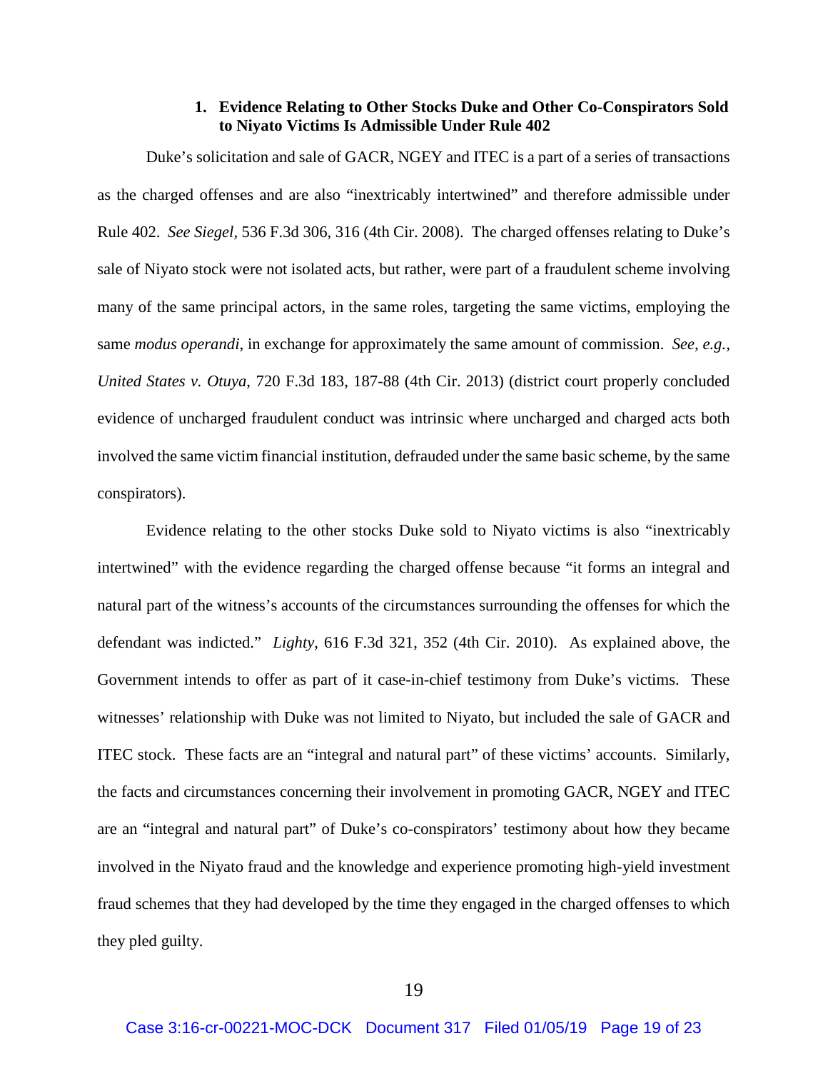### 1. Evidence Relating to Other Stocks Duke and Other Co-Conspirators Sold to Niyato Victims Is Admissible Under Rule 402

Duke's solicitation and sale of GACR, NGEY and ITEC is a part of a series of transactions as the charged offenses and are also "inextricably intertwined" and therefore admissible under Rule 402. *See Siegel*, 536 F.3d 306, 316 (4th Cir. 2008). The charged offenses relating to Duke's sale of Niyato stock were not isolated acts, but rather, were part of a fraudulent scheme involving many of the same principal actors, in the same roles, targeting the same victims, employing the same *modus operandi*, in exchange for approximately the same amount of commission. *See, e.g.*, *United States v. Otuya*, 720 F.3d 183, 187-88 (4th Cir. 2013) (district court properly concluded evidence of uncharged fraudulent conduct was intrinsic where uncharged and charged acts both involved the same victim financial institution, defrauded under the same basic scheme, by the same conspirators).

Evidence relating to the other stocks Duke sold to Niyato victims is also "inextricably intertwined" with the evidence regarding the charged offense because "it forms an integral and natural part of the witness's accounts of the circumstances surrounding the offenses for which the defendant was indicted." *Lighty*, 616 F.3d 321, 352 (4th Cir. 2010). As explained above, the Government intends to offer as part of it case-in-chief testimony from Duke's victims. These witnesses' relationship with Duke was not limited to Niyato, but included the sale of GACR and ITEC stock. These facts are an "integral and natural part" of these victims' accounts. Similarly, the facts and circumstances concerning their involvement in promoting GACR, NGEY and ITEC are an "integral and natural part" of Duke's co-conspirators' testimony about how they became involved in the Niyato fraud and the knowledge and experience promoting high-yield investment fraud schemes that they had developed by the time they engaged in the charged offenses to which they pled guilty.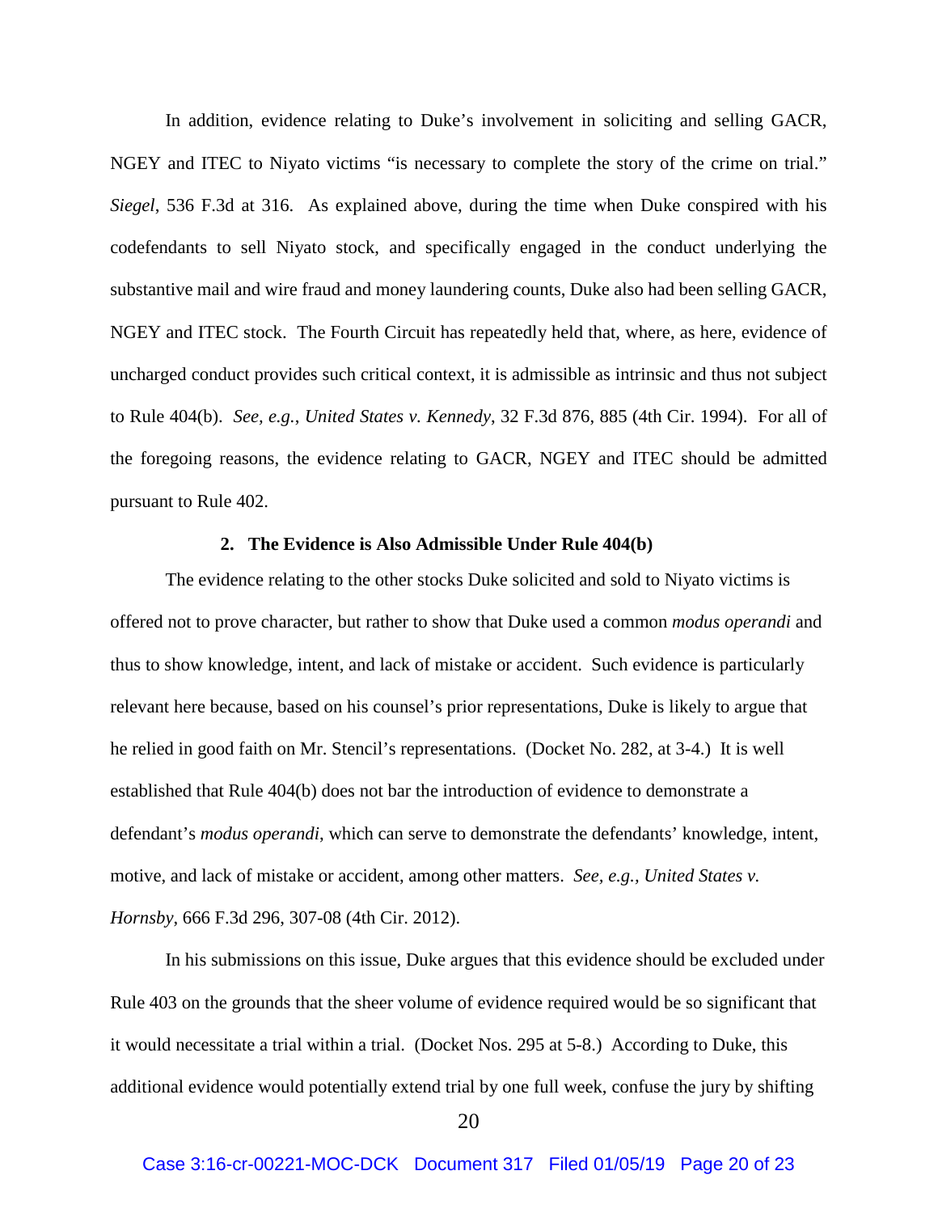In addition, evidence relating to Duke's involvement in soliciting and selling GACR, NGEY and ITEC to Niyato victims "is necessary to complete the story of the crime on trial." *Siegel*, 536 F.3d at 316. As explained above, during the time when Duke conspired with his codefendants to sell Niyato stock, and specifically engaged in the conduct underlying the substantive mail and wire fraud and money laundering counts, Duke also had been selling GACR, NGEY and ITEC stock. The Fourth Circuit has repeatedly held that, where, as here, evidence of uncharged conduct provides such critical context, it is admissible as intrinsic and thus not subject to Rule 404(b). *See, e.g.*, *United States v. Kennedy*, 32 F.3d 876, 885 (4th Cir. 1994). For all of the foregoing reasons, the evidence relating to GACR, NGEY and ITEC should be admitted pursuant to Rule 402.

**2. The Evidence is Also Admissible Under Rule 404(b)**

The evidence relating to the other stocks Duke solicited and sold to Niyato victims is offered not to prove character, but rather to show that Duke used a common *modus operandi* and thus to show knowledge, intent, and lack of mistake or accident. Such evidence is particularly relevant here because, based on his counsel's prior representations, Duke is likely to argue that he relied in good faith on Mr. Stencil's representations. (Docket No. 282, at 3-4.) It is well established that Rule 404(b) does not bar the introduction of evidence to demonstrate a defendant's *modus operandi*, which can serve to demonstrate the defendants' knowledge, intent, motive, and lack of mistake or accident, among other matters. *See, e.g., United States v. Hornsby*, 666 F.3d 296, 307-08 (4th Cir. 2012).

In his submissions on this issue, Duke argues that this evidence should be excluded under Rule 403 on the grounds that the sheer volume of evidence required would be so significant that it would necessitate a trial within a trial. (Docket Nos. 295 at 5-8.) According to Duke, this additional evidence would potentially extend trial by one full week, confuse the jury by shifting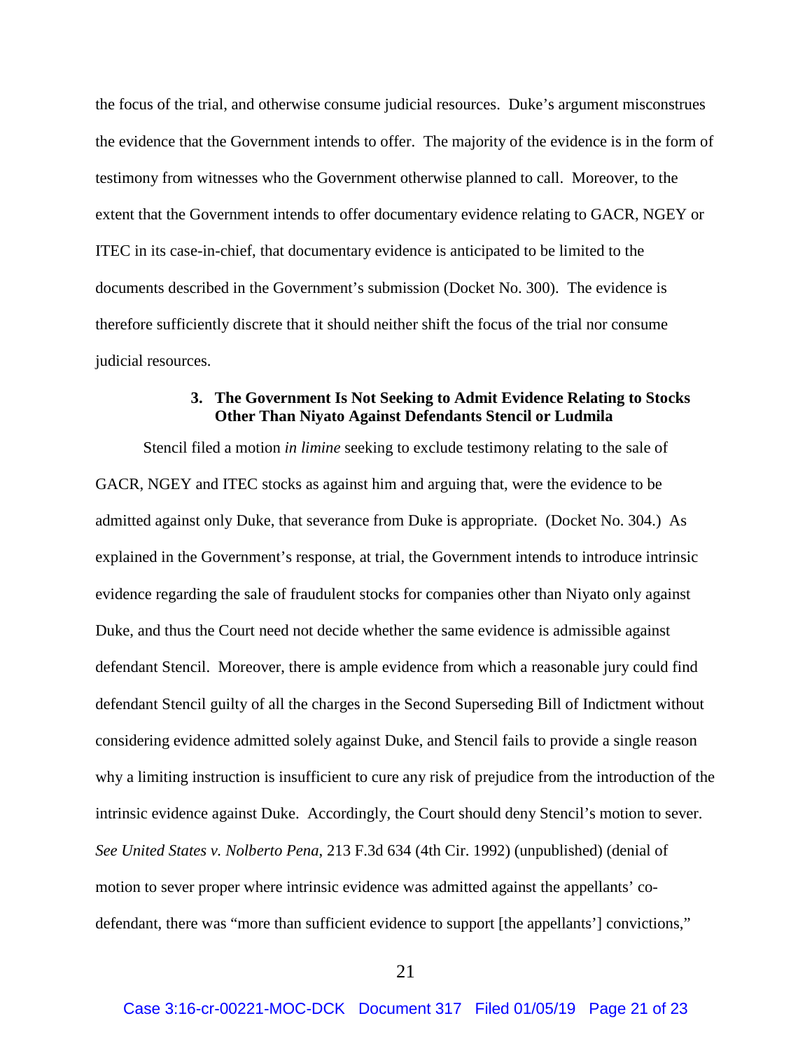the focus of the trial, and otherwise consume judicial resources. Duke's argument misconstrues the evidence that the Government intends to offer. The majority of the evidence is in the form of testimony from witnesses who the Government otherwise planned to call. Moreover, to the extent that the Government intends to offer documentary evidence relating to GACR, NGEY or ITEC in its case-in-chief, that documentary evidence is anticipated to be limited to the documents described in the Government's submission (Docket No. 300). The evidence is therefore sufficiently discrete that it should neither shift the focus of the trial nor consume judicial resources.

### 3. The Government Is Not Seeking to Admit Evidence Relating to Stocks Other Than Niyato Against Defendants Stencil or Ludmila

Stencil filed a motion *in limine* seeking to exclude testimony relating to the sale of GACR, NGEY and ITEC stocks as against him and arguing that, were the evidence to be admitted against only Duke, that severance from Duke is appropriate. (Docket No. 304.) As explained in the Government's response, at trial, the Government intends to introduce intrinsic evidence regarding the sale of fraudulent stocks for companies other than Niyato only against Duke, and thus the Court need not decide whether the same evidence is admissible against defendant Stencil. Moreover, there is ample evidence from which a reasonable jury could find defendant Stencil guilty of all the charges in the Second Superseding Bill of Indictment without considering evidence admitted solely against Duke, and Stencil fails to provide a single reason why a limiting instruction is insufficient to cure any risk of prejudice from the introduction of the intrinsic evidence against Duke. Accordingly, the Court should deny Stencil's motion to sever. *See United States v. Nolberto Pena*, 213 F.3d 634 (4th Cir. 1992) (unpublished) (denial of motion to sever proper where intrinsic evidence was admitted against the appellants' co-defendant, there was "more than sufficient evidence to support [the appellants'] convictions,"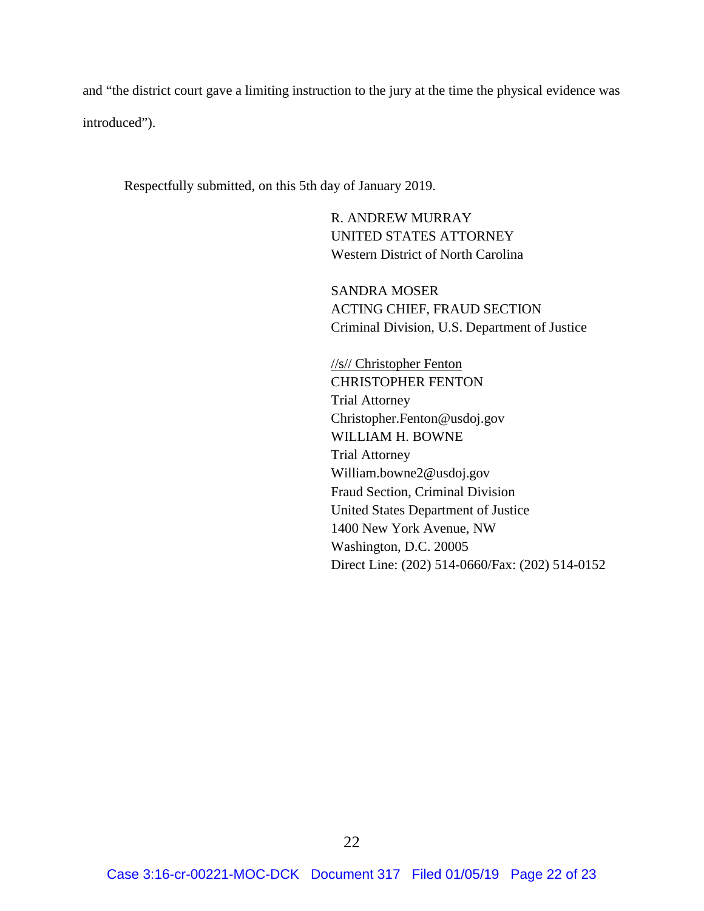and "the district court gave a limiting instruction to the jury at the time the physical evidence was introduced").

Respectfully submitted, on this 5th day of January 2019.

R. ANDREW MURRAY
UNITED STATES ATTORNEY
Western District of North Carolina

SANDRA MOSER
ACTING CHIEF, FRAUD SECTION
Criminal Division, U.S. Department of Justice

//s// Christopher Fenton
CHRISTOPHER FENTON
Trial Attorney
Christopher.Fenton@usdoj.gov
WILLIAM H. BOWNE
Trial Attorney
William.bowne2@usdoj.gov
Fraud Section, Criminal Division
United States Department of Justice
1400 New York Avenue, NW
Washington, D.C. 20005
Direct Line: (202) 514-0660/Fax: (202) 514-0152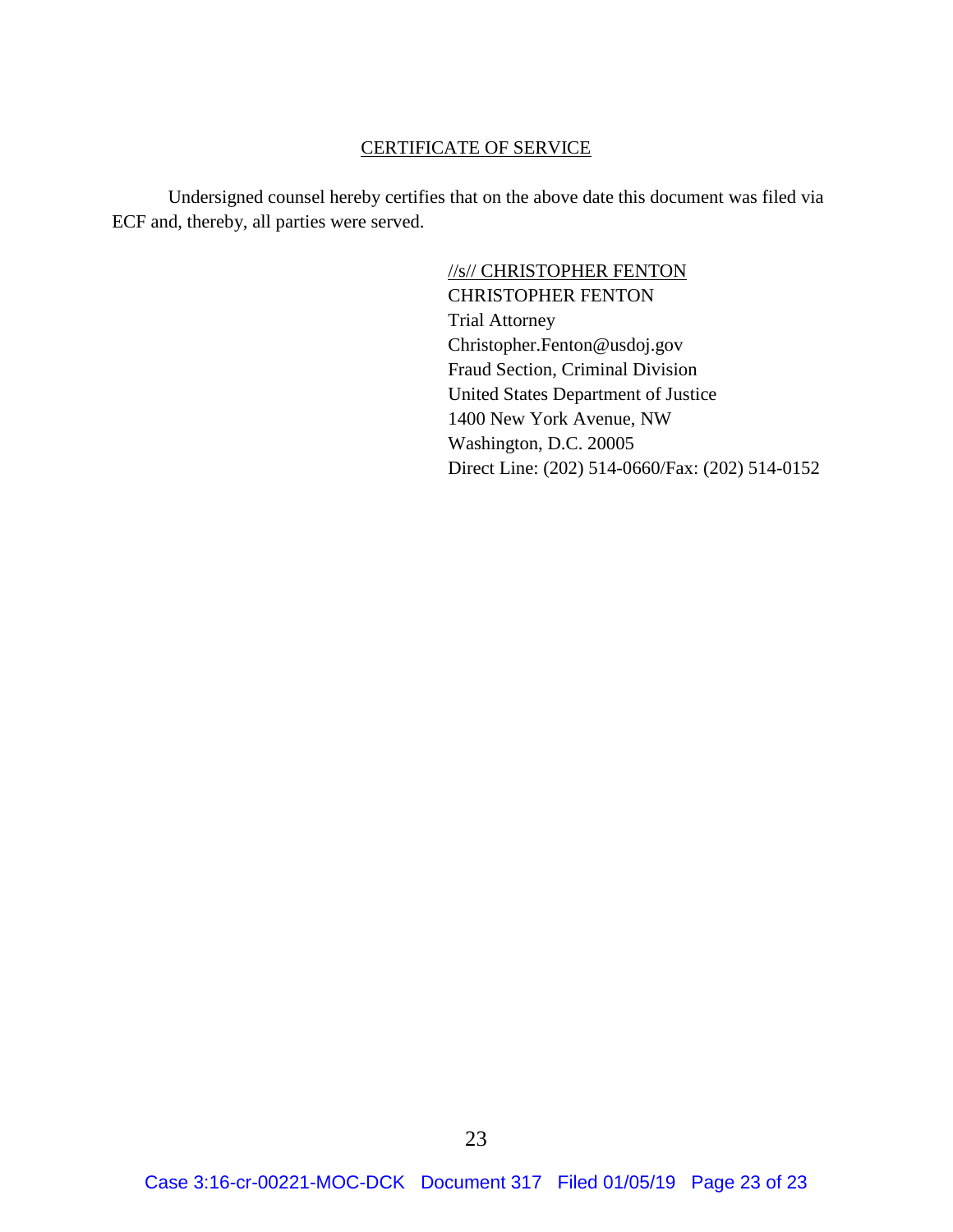## CERTIFICATE OF SERVICE

Undersigned counsel hereby certifies that on the above date this document was filed via ECF and, thereby, all parties were served.

//s// CHRISTOPHER FENTON
CHRISTOPHER FENTON
Trial Attorney
Christopher.Fenton@usdoj.gov
Fraud Section, Criminal Division
United States Department of Justice
1400 New York Avenue, NW
Washington, D.C. 20005
Direct Line: (202) 514-0660/Fax: (202) 514-0152